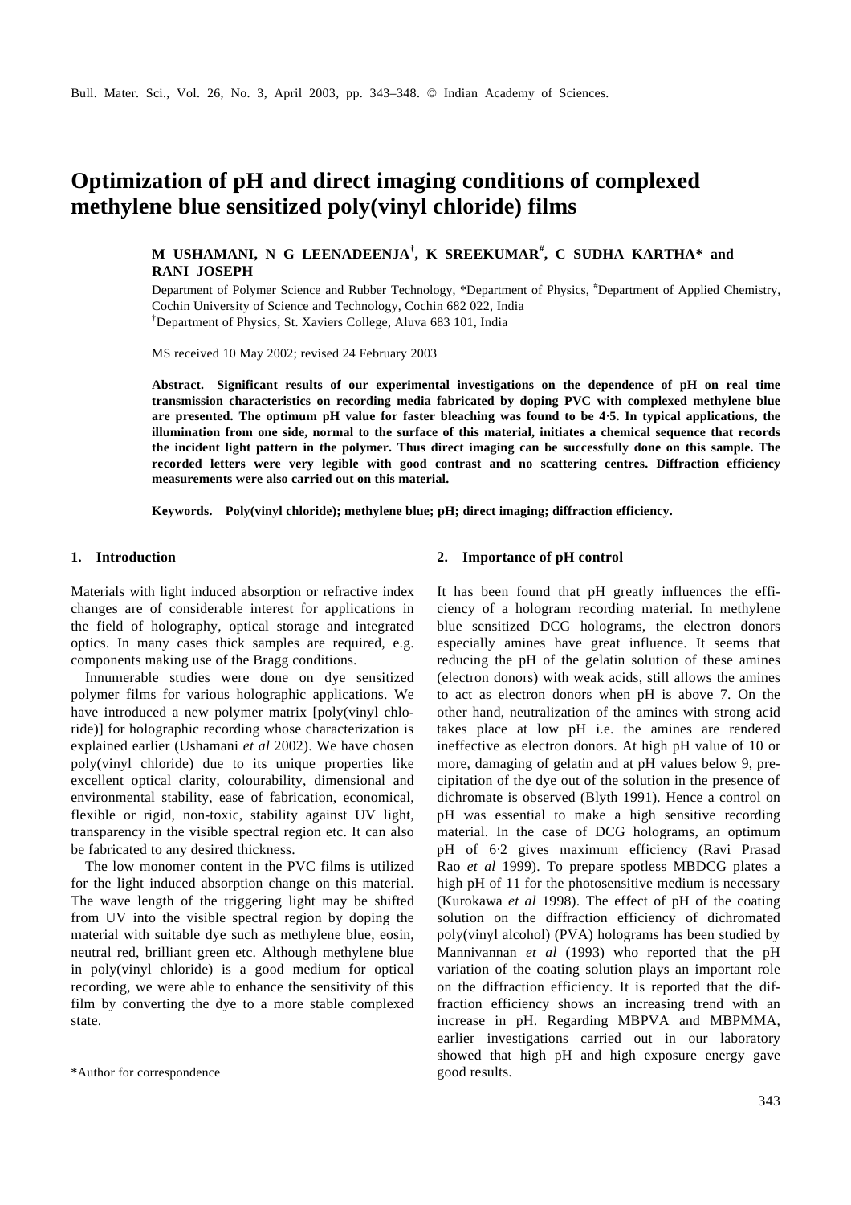# Optimization of pH and direct imaging conditions of complexed methylene blue sensitized poly(vinyl chloride) films

**M USHAMANI, N G LEENADEENJA[†], K SREEKUMAR[#], C SUDHA KARTHA* and RANI JOSEPH**

Department of Polymer Science and Rubber Technology, *Department of Physics, [#]Department of Applied Chemistry, Cochin University of Science and Technology, Cochin 682 022, India

[†]Department of Physics, St. Xaviers College, Aluva 683 101, India

MS received 10 May 2002; revised 24 February 2003

**Abstract.** **Significant results of our experimental investigations on the dependence of pH on real time transmission characteristics on recording media fabricated by doping PVC with complexed methylene blue are presented. The optimum pH value for faster bleaching was found to be 4·5. In typical applications, the illumination from one side, normal to the surface of this material, initiates a chemical sequence that records the incident light pattern in the polymer. Thus direct imaging can be successfully done on this sample. The recorded letters were very legible with good contrast and no scattering centres. Diffraction efficiency measurements were also carried out on this material.**

**Keywords.** **Poly(vinyl chloride); methylene blue; pH; direct imaging; diffraction efficiency.**

## 1. Introduction

Materials with light induced absorption or refractive index changes are of considerable interest for applications in the field of holography, optical storage and integrated optics. In many cases thick samples are required, e.g. components making use of the Bragg conditions.

Innumerable studies were done on dye sensitized polymer films for various holographic applications. We have introduced a new polymer matrix [poly(vinyl chloride)] for holographic recording whose characterization is explained earlier (Ushamani *et al* 2002). We have chosen poly(vinyl chloride) due to its unique properties like excellent optical clarity, colourability, dimensional and environmental stability, ease of fabrication, economical, flexible or rigid, non-toxic, stability against UV light, transparency in the visible spectral region etc. It can also be fabricated to any desired thickness.

The low monomer content in the PVC films is utilized for the light induced absorption change on this material. The wave length of the triggering light may be shifted from UV into the visible spectral region by doping the material with suitable dye such as methylene blue, eosin, neutral red, brilliant green etc. Although methylene blue in poly(vinyl chloride) is a good medium for optical recording, we were able to enhance the sensitivity of this film by converting the dye to a more stable complexed state.

## 2. Importance of pH control

It has been found that pH greatly influences the efficiency of a hologram recording material. In methylene blue sensitized DCG holograms, the electron donors especially amines have great influence. It seems that reducing the pH of the gelatin solution of these amines (electron donors) with weak acids, still allows the amines to act as electron donors when pH is above 7. On the other hand, neutralization of the amines with strong acid takes place at low pH i.e. the amines are rendered ineffective as electron donors. At high pH value of 10 or more, damaging of gelatin and at pH values below 9, precipitation of the dye out of the solution in the presence of dichromate is observed (Blyth 1991). Hence a control on pH was essential to make a high sensitive recording material. In the case of DCG holograms, an optimum pH of 6·2 gives maximum efficiency (Ravi Prasad Rao *et al* 1999). To prepare spotless MBDCG plates a high pH of 11 for the photosensitive medium is necessary (Kurokawa *et al* 1998). The effect of pH of the coating solution on the diffraction efficiency of dichromated poly(vinyl alcohol) (PVA) holograms has been studied by Mannivannan *et al* (1993) who reported that the pH variation of the coating solution plays an important role on the diffraction efficiency. It is reported that the diffraction efficiency shows an increasing trend with an increase in pH. Regarding MBPVA and MBPMMA, earlier investigations carried out in our laboratory showed that high pH and high exposure energy gave good results.

*Author for correspondence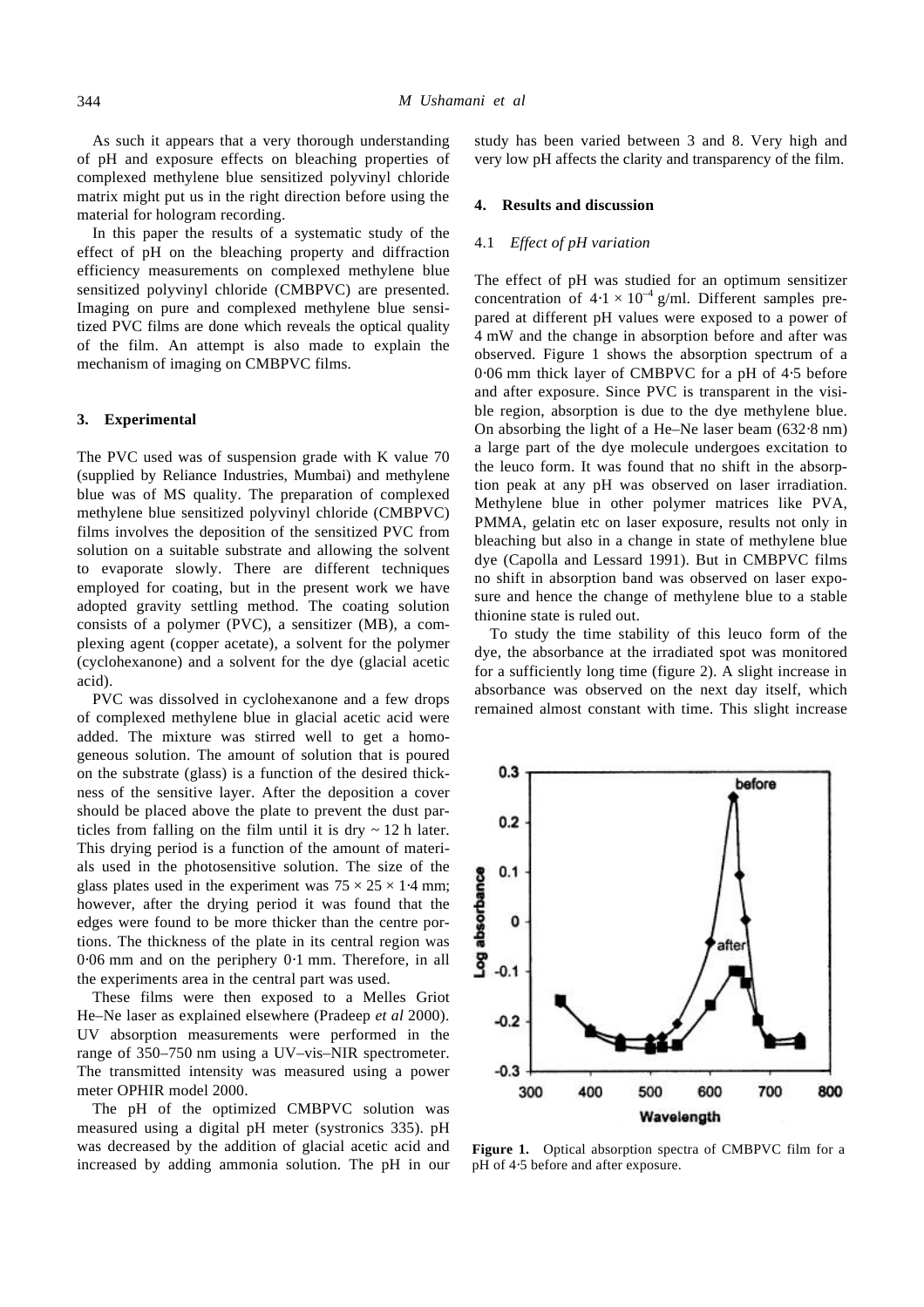As such it appears that a very thorough understanding of pH and exposure effects on bleaching properties of complexed methylene blue sensitized polyvinyl chloride matrix might put us in the right direction before using the material for hologram recording.

In this paper the results of a systematic study of the effect of pH on the bleaching property and diffraction efficiency measurements on complexed methylene blue sensitized polyvinyl chloride (CMBPVC) are presented. Imaging on pure and complexed methylene blue sensitized PVC films are done which reveals the optical quality of the film. An attempt is also made to explain the mechanism of imaging on CMBPVC films.

## 3. Experimental

The PVC used was of suspension grade with K value 70 (supplied by Reliance Industries, Mumbai) and methylene blue was of MS quality. The preparation of complexed methylene blue sensitized polyvinyl chloride (CMBPVC) films involves the deposition of the sensitized PVC from solution on a suitable substrate and allowing the solvent to evaporate slowly. There are different techniques employed for coating, but in the present work we have adopted gravity settling method. The coating solution consists of a polymer (PVC), a sensitizer (MB), a complexing agent (copper acetate), a solvent for the polymer (cyclohexanone) and a solvent for the dye (glacial acetic acid).

PVC was dissolved in cyclohexanone and a few drops of complexed methylene blue in glacial acetic acid were added. The mixture was stirred well to get a homogeneous solution. The amount of solution that is poured on the substrate (glass) is a function of the desired thickness of the sensitive layer. After the deposition a cover should be placed above the plate to prevent the dust particles from falling on the film until it is dry ~ 12 h later. This drying period is a function of the amount of materials used in the photosensitive solution. The size of the glass plates used in the experiment was $75 \times 25 \times 1{\cdot}4$ mm; however, after the drying period it was found that the edges were found to be more thicker than the centre portions. The thickness of the plate in its central region was 0·06 mm and on the periphery 0·1 mm. Therefore, in all the experiments area in the central part was used.

These films were then exposed to a Melles Griot He–Ne laser as explained elsewhere (Pradeep *et al* 2000). UV absorption measurements were performed in the range of 350–750 nm using a UV–vis–NIR spectrometer. The transmitted intensity was measured using a power meter OPHIR model 2000.

The pH of the optimized CMBPVC solution was measured using a digital pH meter (systronics 335). pH was decreased by the addition of glacial acetic acid and increased by adding ammonia solution. The pH in our study has been varied between 3 and 8. Very high and very low pH affects the clarity and transparency of the film.

## 4. Results and discussion

### 4.1 *Effect of pH variation*

The effect of pH was studied for an optimum sensitizer concentration of $4{\cdot}1 \times 10^{-4}$ g/ml. Different samples prepared at different pH values were exposed to a power of 4 mW and the change in absorption before and after was observed. Figure 1 shows the absorption spectrum of a 0·06 mm thick layer of CMBPVC for a pH of 4·5 before and after exposure. Since PVC is transparent in the visible region, absorption is due to the dye methylene blue. On absorbing the light of a He–Ne laser beam (632·8 nm) a large part of the dye molecule undergoes excitation to the leuco form. It was found that no shift in the absorption peak at any pH was observed on laser irradiation. Methylene blue in other polymer matrices like PVA, PMMA, gelatin etc on laser exposure, results not only in bleaching but also in a change in state of methylene blue dye (Capolla and Lessard 1991). But in CMBPVC films no shift in absorption band was observed on laser exposure and hence the change of methylene blue to a stable thionine state is ruled out.

To study the time stability of this leuco form of the dye, the absorbance at the irradiated spot was monitored for a sufficiently long time (figure 2). A slight increase in absorbance was observed on the next day itself, which remained almost constant with time. This slight increase

0.3
0.2
0.1
0
-0.1
-0.2
-0.3
Log absorbance
before
after
300 400 500 600 700 800
Wavelength

**Figure 1.** Optical absorption spectra of CMBPVC film for a pH of 4·5 before and after exposure.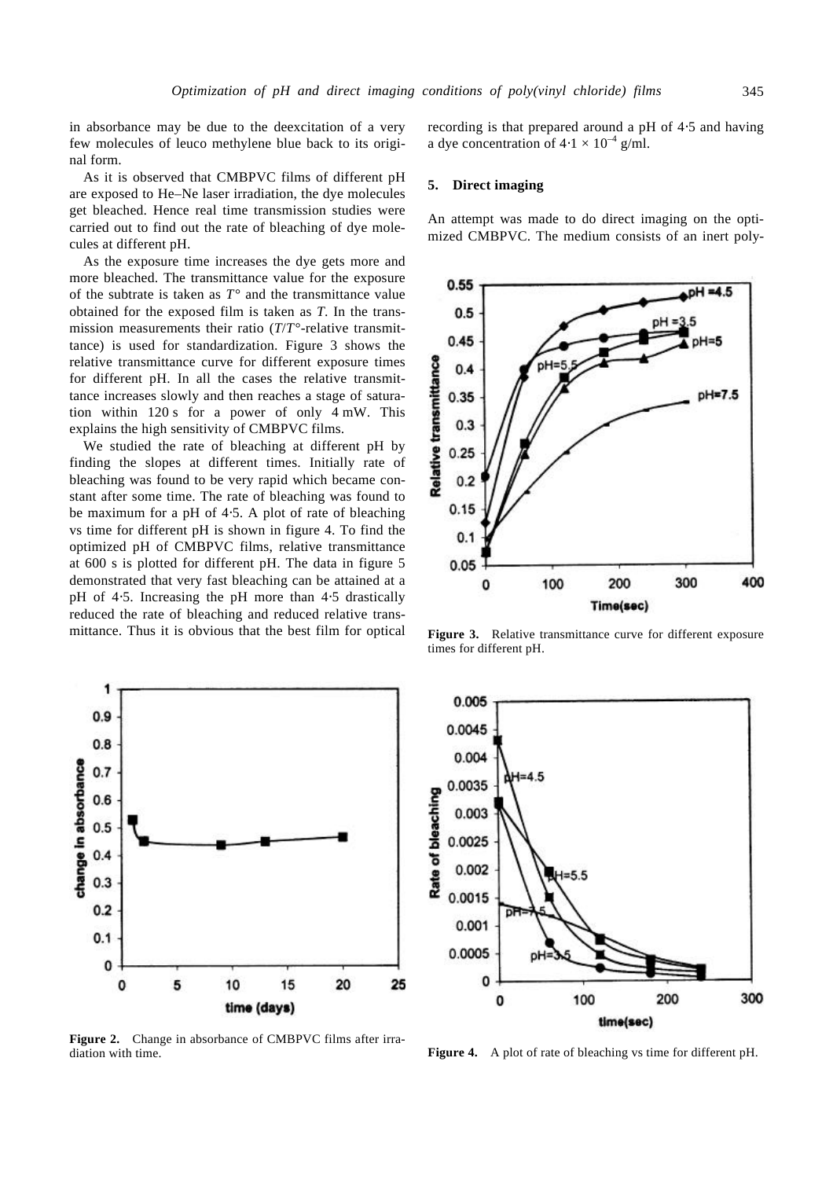in absorbance may be due to the deexcitation of a very few molecules of leuco methylene blue back to its original form.

As it is observed that CMBPVC films of different pH are exposed to He–Ne laser irradiation, the dye molecules get bleached. Hence real time transmission studies were carried out to find out the rate of bleaching of dye molecules at different pH.

As the exposure time increases the dye gets more and more bleached. The transmittance value for the exposure of the subtrate is taken as $T°$ and the transmittance value obtained for the exposed film is taken as $T$. In the transmission measurements their ratio ($T/T°$-relative transmittance) is used for standardization. Figure 3 shows the relative transmittance curve for different exposure times for different pH. In all the cases the relative transmittance increases slowly and then reaches a stage of saturation within 120 s for a power of only 4 mW. This explains the high sensitivity of CMBPVC films.

We studied the rate of bleaching at different pH by finding the slopes at different times. Initially rate of bleaching was found to be very rapid which became constant after some time. The rate of bleaching was found to be maximum for a pH of 4·5. A plot of rate of bleaching vs time for different pH is shown in figure 4. To find the optimized pH of CMBPVC films, relative transmittance at 600 s is plotted for different pH. The data in figure 5 demonstrated that very fast bleaching can be attained at a pH of 4·5. Increasing the pH more than 4·5 drastically reduced the rate of bleaching and reduced relative transmittance. Thus it is obvious that the best film for optical recording is that prepared around a pH of 4·5 and having a dye concentration of $4 \cdot 1 \times 10^{-4}$ g/ml.

## 5. Direct imaging

An attempt was made to do direct imaging on the optimized CMBPVC. The medium consists of an inert poly-

Relative transmittance
Time(sec)
pH =4.5
pH =3.5
pH=5
pH=5.5
pH=7.5
0.55
0.5
0.45
0.4
0.35
0.3
0.25
0.2
0.15
0.1
0.05
0
100
200
300
400

**Figure 3.** Relative transmittance curve for different exposure times for different pH.

change in absorbance
time (days)
1
0.9
0.8
0.7
0.6
0.5
0.4
0.3
0.2
0.1
0
0
5
10
15
20
25

**Figure 2.** Change in absorbance of CMBPVC films after irradiation with time.

Rate of bleaching
time(sec)
pH=4.5
pH=5.5
pH=7.5
pH=3.5
0.005
0.0045
0.004
0.0035
0.003
0.0025
0.002
0.0015
0.001
0.0005
0
0
100
200
300

**Figure 4.** A plot of rate of bleaching vs time for different pH.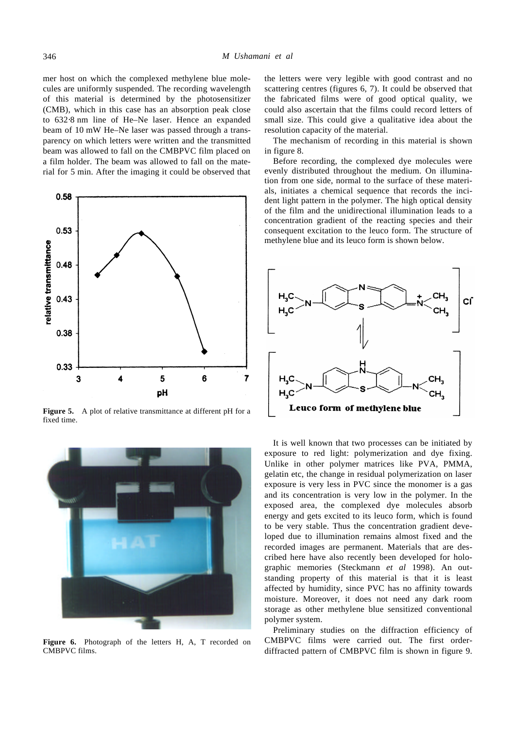mer host on which the complexed methylene blue molecules are uniformly suspended. The recording wavelength of this material is determined by the photosensitizer (CMB), which in this case has an absorption peak close to 632·8 nm line of He–Ne laser. Hence an expanded beam of 10 mW He–Ne laser was passed through a transparency on which letters were written and the transmitted beam was allowed to fall on the CMBPVC film placed on a film holder. The beam was allowed to fall on the material for 5 min. After the imaging it could be observed that the letters were very legible with good contrast and no scattering centres (figures 6, 7). It could be observed that the fabricated films were of good optical quality, we could also ascertain that the films could record letters of small size. This could give a qualitative idea about the resolution capacity of the material.

relative transmittance
0.58
0.53
0.48
0.43
0.38
0.33
3 4 5 6 7
pH

**Figure 5.** A plot of relative transmittance at different pH for a fixed time.

**Figure 6.** Photograph of the letters H, A, T recorded on CMBPVC films.

The mechanism of recording in this material is shown in figure 8.

Before recording, the complexed dye molecules were evenly distributed throughout the medium. On illumination from one side, normal to the surface of these materials, initiates a chemical sequence that records the incident light pattern in the polymer. The high optical density of the film and the unidirectional illumination leads to a concentration gradient of the reacting species and their consequent excitation to the leuco form. The structure of methylene blue and its leuco form is shown below.

**Leuco form of methylene blue**

It is well known that two processes can be initiated by exposure to red light: polymerization and dye fixing. Unlike in other polymer matrices like PVA, PMMA, gelatin etc, the change in residual polymerization on laser exposure is very less in PVC since the monomer is a gas and its concentration is very low in the polymer. In the exposed area, the complexed dye molecules absorb energy and gets excited to its leuco form, which is found to be very stable. Thus the concentration gradient developed due to illumination remains almost fixed and the recorded images are permanent. Materials that are described here have also recently been developed for holographic memories (Steckmann *et al* 1998). An outstanding property of this material is that it is least affected by humidity, since PVC has no affinity towards moisture. Moreover, it does not need any dark room storage as other methylene blue sensitized conventional polymer system.

Preliminary studies on the diffraction efficiency of CMBPVC films were carried out. The first order-diffracted pattern of CMBPVC film is shown in figure 9.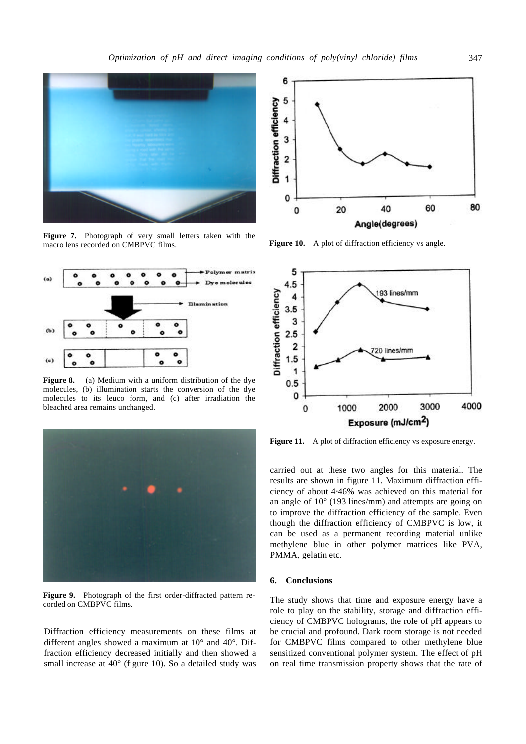Figure 7. Photograph of very small letters taken with the macro lens recorded on CMBPVC films.

(a) Polymer matrix
Dye molecules
Illumination
(b)
(c)

Figure 8. (a) Medium with a uniform distribution of the dye molecules, (b) illumination starts the conversion of the dye molecules to its leuco form, and (c) after irradiation the bleached area remains unchanged.

Figure 9. Photograph of the first order-diffracted pattern recorded on CMBPVC films.

Diffraction efficiency measurements on these films at different angles showed a maximum at 10° and 40°. Diffraction efficiency decreased initially and then showed a small increase at 40° (figure 10). So a detailed study was carried out at these two angles for this material. The results are shown in figure 11. Maximum diffraction efficiency of about 4·46% was achieved on this material for an angle of 10° (193 lines/mm) and attempts are going on to improve the diffraction efficiency of the sample. Even though the diffraction efficiency of CMBPVC is low, it can be used as a permanent recording material unlike methylene blue in other polymer matrices like PVA, PMMA, gelatin etc.

Diffraction efficiency
0
1
2
3
4
5
6
0
20
40
60
80
Angle(degrees)

Figure 10. A plot of diffraction efficiency vs angle.

Diffraction efficiency
0
0.5
1
1.5
2
2.5
3
3.5
4
4.5
5
0
1000
2000
3000
4000
Exposure (mJ/cm$^2$)
193 lines/mm
720 lines/mm

Figure 11. A plot of diffraction efficiency vs exposure energy.

## 6. Conclusions

The study shows that time and exposure energy have a role to play on the stability, storage and diffraction efficiency of CMBPVC holograms, the role of pH appears to be crucial and profound. Dark room storage is not needed for CMBPVC films compared to other methylene blue sensitized conventional polymer system. The effect of pH on real time transmission property shows that the rate of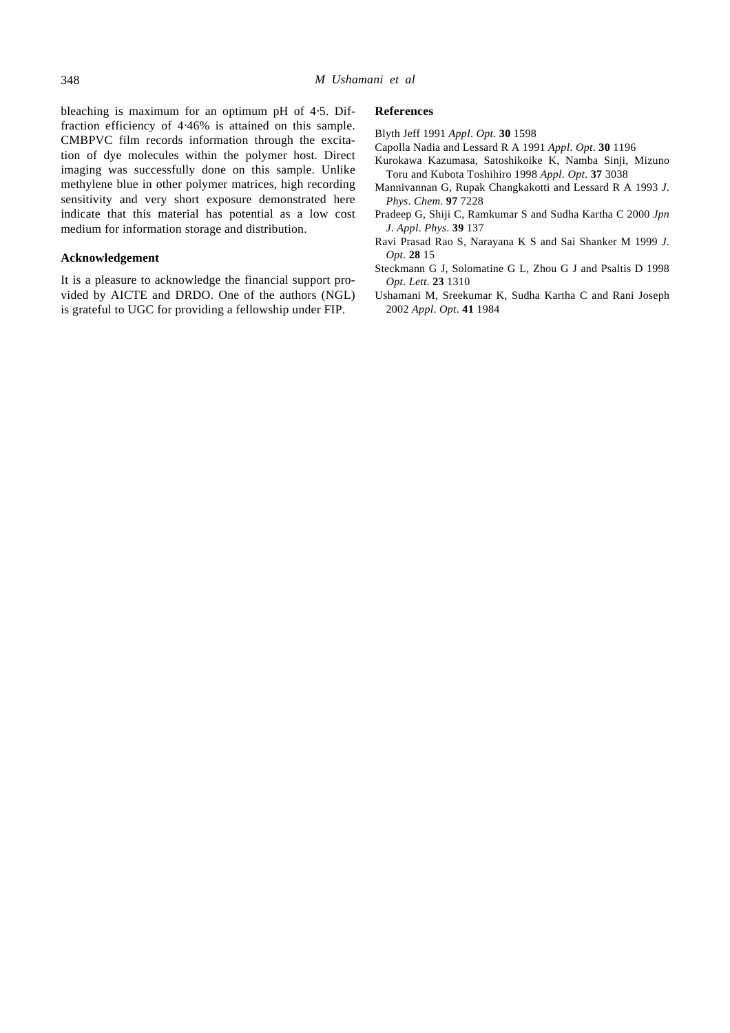bleaching is maximum for an optimum pH of 4·5. Diffraction efficiency of 4·46% is attained on this sample. CMBPVC film records information through the excitation of dye molecules within the polymer host. Direct imaging was successfully done on this sample. Unlike methylene blue in other polymer matrices, high recording sensitivity and very short exposure demonstrated here indicate that this material has potential as a low cost medium for information storage and distribution.

### Acknowledgement

It is a pleasure to acknowledge the financial support provided by AICTE and DRDO. One of the authors (NGL) is grateful to UGC for providing a fellowship under FIP.

### References

Blyth Jeff 1991 *Appl. Opt.* **30** 1598

Capolla Nadia and Lessard R A 1991 *Appl. Opt.* **30** 1196

Kurokawa Kazumasa, Satoshikoike K, Namba Sinji, Mizuno Toru and Kubota Toshihiro 1998 *Appl. Opt.* **37** 3038

Mannivannan G, Rupak Changkakotti and Lessard R A 1993 *J. Phys. Chem.* **97** 7228

Pradeep G, Shiji C, Ramkumar S and Sudha Kartha C 2000 *Jpn J. Appl. Phys.* **39** 137

Ravi Prasad Rao S, Narayana K S and Sai Shanker M 1999 *J. Opt.* **28** 15

Steckmann G J, Solomatine G L, Zhou G J and Psaltis D 1998 *Opt. Lett.* **23** 1310

Ushamani M, Sreekumar K, Sudha Kartha C and Rani Joseph 2002 *Appl. Opt.* **41** 1984